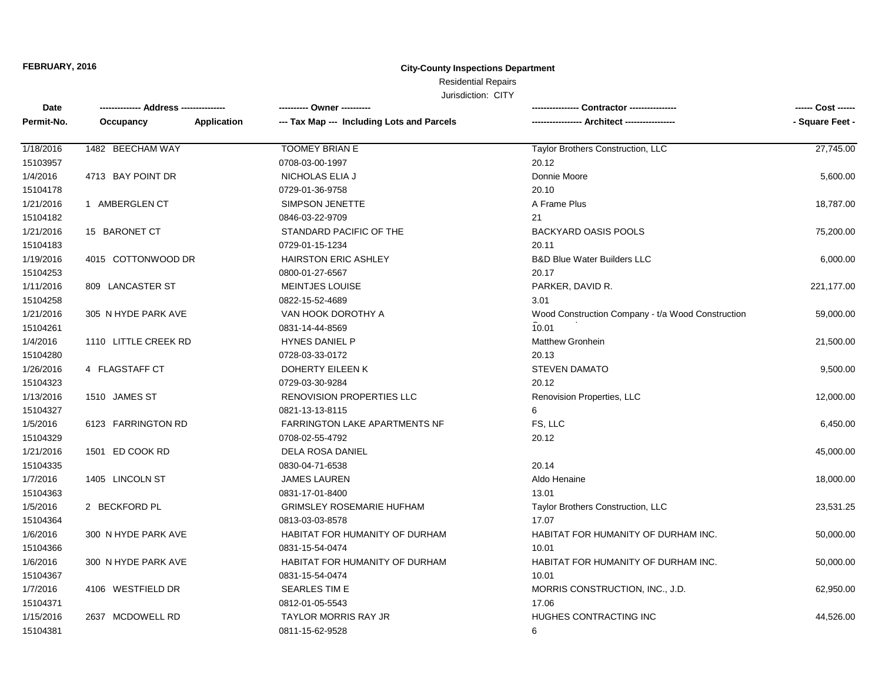**FEBRUARY, 2016**

## City-County Inspections Department

Residential Repairs

Jurisdiction: CITY

| Date / Permit-No. | Address (Occupancy / Application) | Owner / Tax Map (Including Lots and Parcels) | Contractor / Architect | Cost / Square Feet |
|---|---|---|---|---|
| 1/18/2016 | 1482 BEECHAM WAY | TOOMEY BRIAN E | Taylor Brothers Construction, LLC | 27,745.00 |
| 15103957 | | 0708-03-00-1997 | 20.12 | |
| 1/4/2016 | 4713 BAY POINT DR | NICHOLAS ELIA J | Donnie Moore | 5,600.00 |
| 15104178 | | 0729-01-36-9758 | 20.10 | |
| 1/21/2016 | 1 AMBERGLEN CT | SIMPSON JENETTE | A Frame Plus | 18,787.00 |
| 15104182 | | 0846-03-22-9709 | 21 | |
| 1/21/2016 | 15 BARONET CT | STANDARD PACIFIC OF THE | BACKYARD OASIS POOLS | 75,200.00 |
| 15104183 | | 0729-01-15-1234 | 20.11 | |
| 1/19/2016 | 4015 COTTONWOOD DR | HAIRSTON ERIC ASHLEY | B&D Blue Water Builders LLC | 6,000.00 |
| 15104253 | | 0800-01-27-6567 | 20.17 | |
| 1/11/2016 | 809 LANCASTER ST | MEINTJES LOUISE | PARKER, DAVID R. | 221,177.00 |
| 15104258 | | 0822-15-52-4689 | 3.01 | |
| 1/21/2016 | 305 N HYDE PARK AVE | VAN HOOK DOROTHY A | Wood Construction Company - t/a Wood Construction | 59,000.00 |
| 15104261 | | 0831-14-44-8569 | 10.01 | |
| 1/4/2016 | 1110 LITTLE CREEK RD | HYNES DANIEL P | Matthew Gronhein | 21,500.00 |
| 15104280 | | 0728-03-33-0172 | 20.13 | |
| 1/26/2016 | 4 FLAGSTAFF CT | DOHERTY EILEEN K | STEVEN DAMATO | 9,500.00 |
| 15104323 | | 0729-03-30-9284 | 20.12 | |
| 1/13/2016 | 1510 JAMES ST | RENOVISION PROPERTIES LLC | Renovision Properties, LLC | 12,000.00 |
| 15104327 | | 0821-13-13-8115 | 6 | |
| 1/5/2016 | 6123 FARRINGTON RD | FARRINGTON LAKE APARTMENTS NF | FS, LLC | 6,450.00 |
| 15104329 | | 0708-02-55-4792 | 20.12 | |
| 1/21/2016 | 1501 ED COOK RD | DELA ROSA DANIEL | | 45,000.00 |
| 15104335 | | 0830-04-71-6538 | 20.14 | |
| 1/7/2016 | 1405 LINCOLN ST | JAMES LAUREN | Aldo Henaine | 18,000.00 |
| 15104363 | | 0831-17-01-8400 | 13.01 | |
| 1/5/2016 | 2 BECKFORD PL | GRIMSLEY ROSEMARIE HUFHAM | Taylor Brothers Construction, LLC | 23,531.25 |
| 15104364 | | 0813-03-03-8578 | 17.07 | |
| 1/6/2016 | 300 N HYDE PARK AVE | HABITAT FOR HUMANITY OF DURHAM | HABITAT FOR HUMANITY OF DURHAM INC. | 50,000.00 |
| 15104366 | | 0831-15-54-0474 | 10.01 | |
| 1/6/2016 | 300 N HYDE PARK AVE | HABITAT FOR HUMANITY OF DURHAM | HABITAT FOR HUMANITY OF DURHAM INC. | 50,000.00 |
| 15104367 | | 0831-15-54-0474 | 10.01 | |
| 1/7/2016 | 4106 WESTFIELD DR | SEARLES TIM E | MORRIS CONSTRUCTION, INC., J.D. | 62,950.00 |
| 15104371 | | 0812-01-05-5543 | 17.06 | |
| 1/15/2016 | 2637 MCDOWELL RD | TAYLOR MORRIS RAY JR | HUGHES CONTRACTING INC | 44,526.00 |
| 15104381 | | 0811-15-62-9528 | 6 | |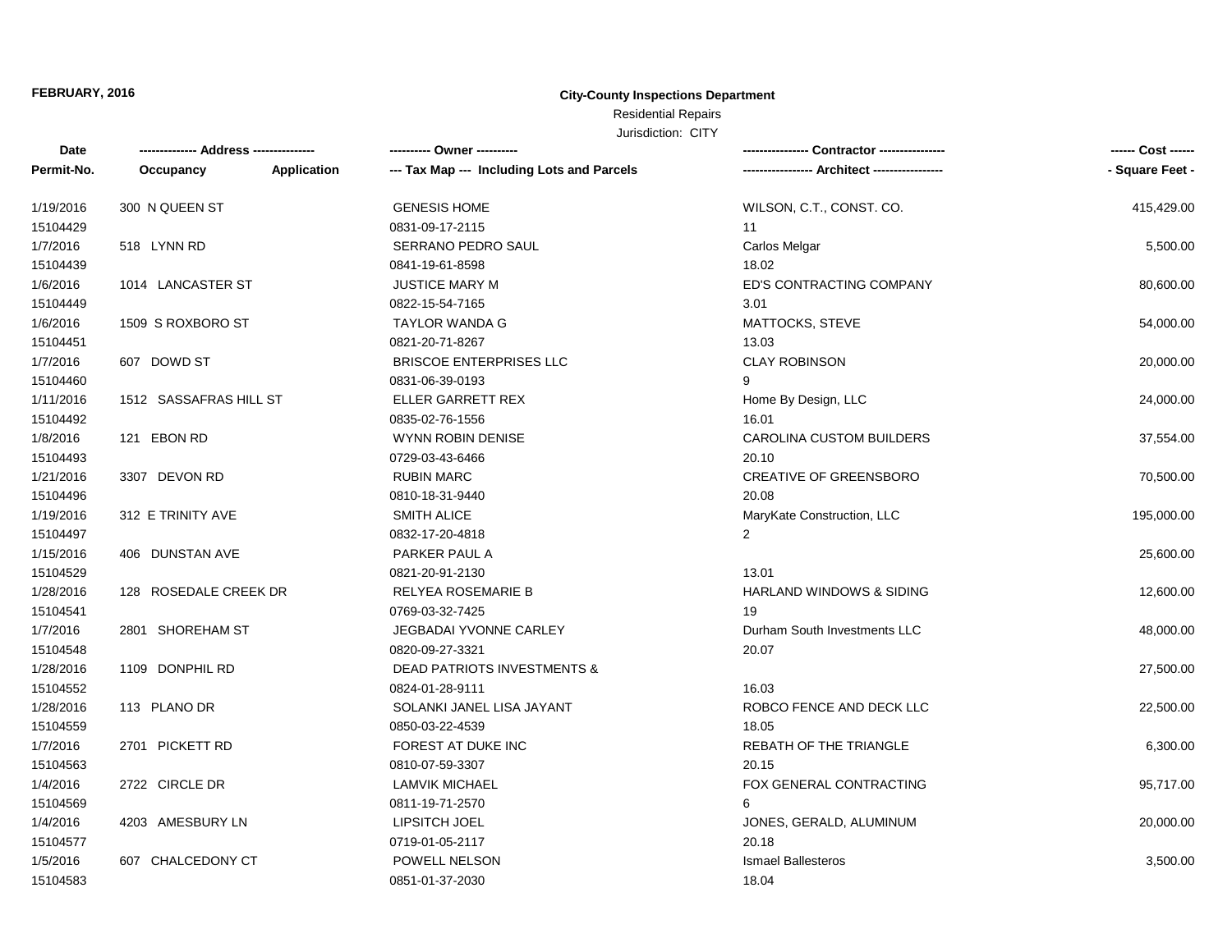**FEBRUARY, 2016**

**City-County Inspections Department**

Residential Repairs

Jurisdiction: CITY

| Date<br>Permit-No. | ------------- Address --------------<br>Occupancy Application | ---------- Owner ----------<br>--- Tax Map --- Including Lots and Parcels | ---------------- Contractor ----------------<br>----------------- Architect ----------------- | ------ Cost ------<br>- Square Feet - |
|---|---|---|---|---|
| 1/19/2016<br>15104429 | 300 N QUEEN ST | GENESIS HOME<br>0831-09-17-2115 | WILSON, C.T., CONST. CO.<br>11 | 415,429.00 |
| 1/7/2016<br>15104439 | 518 LYNN RD | SERRANO PEDRO SAUL<br>0841-19-61-8598 | Carlos Melgar<br>18.02 | 5,500.00 |
| 1/6/2016<br>15104449 | 1014 LANCASTER ST | JUSTICE MARY M<br>0822-15-54-7165 | ED'S CONTRACTING COMPANY<br>3.01 | 80,600.00 |
| 1/6/2016<br>15104451 | 1509 S ROXBORO ST | TAYLOR WANDA G<br>0821-20-71-8267 | MATTOCKS, STEVE<br>13.03 | 54,000.00 |
| 1/7/2016<br>15104460 | 607 DOWD ST | BRISCOE ENTERPRISES LLC<br>0831-06-39-0193 | CLAY ROBINSON<br>9 | 20,000.00 |
| 1/11/2016<br>15104492 | 1512 SASSAFRAS HILL ST | ELLER GARRETT REX<br>0835-02-76-1556 | Home By Design, LLC<br>16.01 | 24,000.00 |
| 1/8/2016<br>15104493 | 121 EBON RD | WYNN ROBIN DENISE<br>0729-03-43-6466 | CAROLINA CUSTOM BUILDERS<br>20.10 | 37,554.00 |
| 1/21/2016<br>15104496 | 3307 DEVON RD | RUBIN MARC<br>0810-18-31-9440 | CREATIVE OF GREENSBORO<br>20.08 | 70,500.00 |
| 1/19/2016<br>15104497 | 312 E TRINITY AVE | SMITH ALICE<br>0832-17-20-4818 | MaryKate Construction, LLC<br>2 | 195,000.00 |
| 1/15/2016<br>15104529 | 406 DUNSTAN AVE | PARKER PAUL A<br>0821-20-91-2130 | 13.01 | 25,600.00 |
| 1/28/2016<br>15104541 | 128 ROSEDALE CREEK DR | RELYEA ROSEMARIE B<br>0769-03-32-7425 | HARLAND WINDOWS & SIDING<br>19 | 12,600.00 |
| 1/7/2016<br>15104548 | 2801 SHOREHAM ST | JEGBADAI YVONNE CARLEY<br>0820-09-27-3321 | Durham South Investments LLC<br>20.07 | 48,000.00 |
| 1/28/2016<br>15104552 | 1109 DONPHIL RD | DEAD PATRIOTS INVESTMENTS &<br>0824-01-28-9111 | 16.03 | 27,500.00 |
| 1/28/2016<br>15104559 | 113 PLANO DR | SOLANKI JANEL LISA JAYANT<br>0850-03-22-4539 | ROBCO FENCE AND DECK LLC<br>18.05 | 22,500.00 |
| 1/7/2016<br>15104563 | 2701 PICKETT RD | FOREST AT DUKE INC<br>0810-07-59-3307 | REBATH OF THE TRIANGLE<br>20.15 | 6,300.00 |
| 1/4/2016<br>15104569 | 2722 CIRCLE DR | LAMVIK MICHAEL<br>0811-19-71-2570 | FOX GENERAL CONTRACTING<br>6 | 95,717.00 |
| 1/4/2016<br>15104577 | 4203 AMESBURY LN | LIPSITCH JOEL<br>0719-01-05-2117 | JONES, GERALD, ALUMINUM<br>20.18 | 20,000.00 |
| 1/5/2016<br>15104583 | 607 CHALCEDONY CT | POWELL NELSON<br>0851-01-37-2030 | Ismael Ballesteros<br>18.04 | 3,500.00 |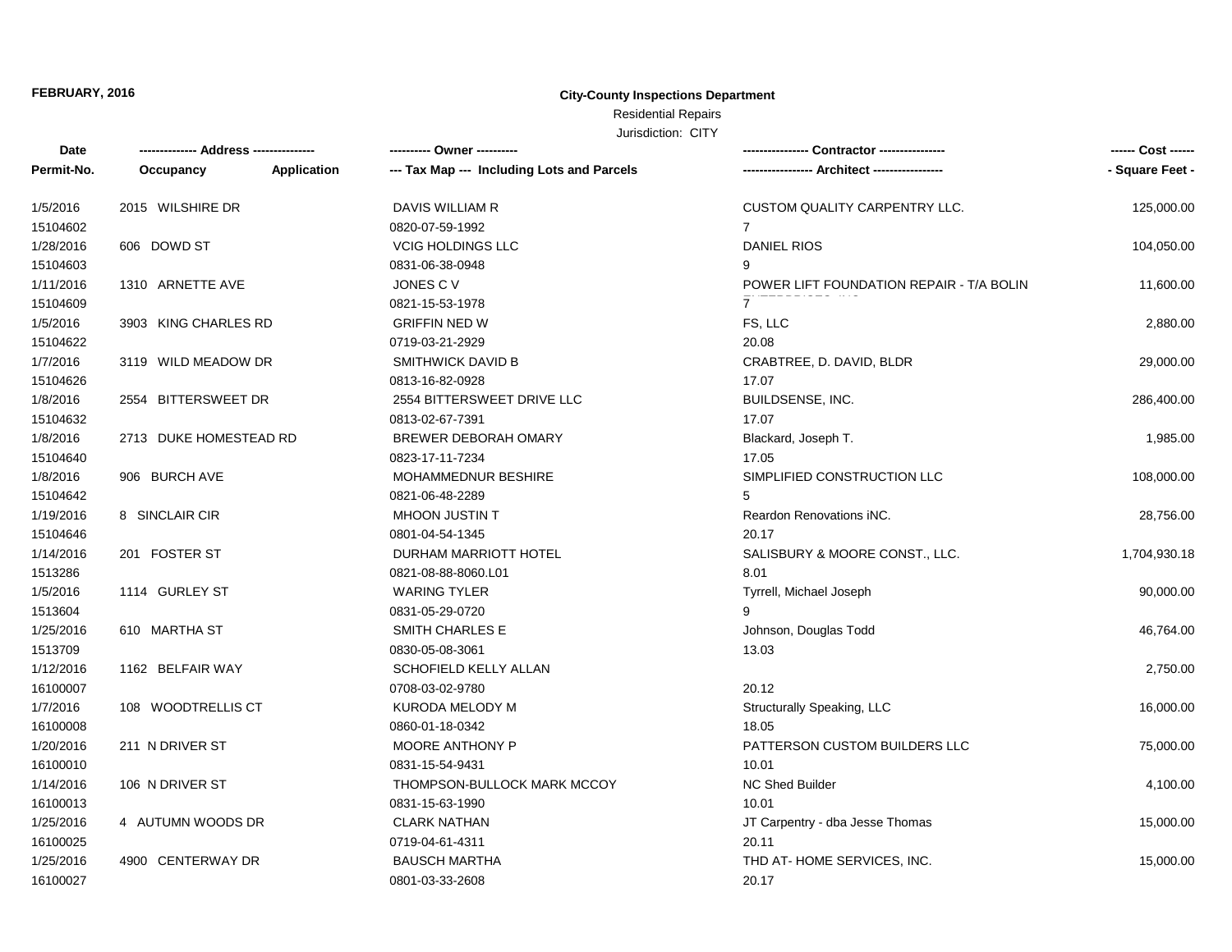**FEBRUARY, 2016**

**City-County Inspections Department**

Residential Repairs

Jurisdiction: CITY

| Date<br>Permit-No. | ------------- Address --------------<br>Occupancy | <br>Application | ---------- Owner ----------<br>--- Tax Map --- Including Lots and Parcels | --------------- Contractor ---------------<br>---------------- Architect ---------------- | ------ Cost ------<br>- Square Feet - |
|---|---|---|---|---|---|
| 1/5/2016<br>15104602 | 2015 WILSHIRE DR | | DAVIS WILLIAM R<br>0820-07-59-1992 | CUSTOM QUALITY CARPENTRY LLC.<br>7 | 125,000.00 |
| 1/28/2016<br>15104603 | 606 DOWD ST | | VCIG HOLDINGS LLC<br>0831-06-38-0948 | DANIEL RIOS<br>9 | 104,050.00 |
| 1/11/2016<br>15104609 | 1310 ARNETTE AVE | | JONES C V<br>0821-15-53-1978 | POWER LIFT FOUNDATION REPAIR - T/A BOLIN ENTERPRISES, INC<br>7 | 11,600.00 |
| 1/5/2016<br>15104622 | 3903 KING CHARLES RD | | GRIFFIN NED W<br>0719-03-21-2929 | FS, LLC<br>20.08 | 2,880.00 |
| 1/7/2016<br>15104626 | 3119 WILD MEADOW DR | | SMITHWICK DAVID B<br>0813-16-82-0928 | CRABTREE, D. DAVID, BLDR<br>17.07 | 29,000.00 |
| 1/8/2016<br>15104632 | 2554 BITTERSWEET DR | | 2554 BITTERSWEET DRIVE LLC<br>0813-02-67-7391 | BUILDSENSE, INC.<br>17.07 | 286,400.00 |
| 1/8/2016<br>15104640 | 2713 DUKE HOMESTEAD RD | | BREWER DEBORAH OMARY<br>0823-17-11-7234 | Blackard, Joseph T.<br>17.05 | 1,985.00 |
| 1/8/2016<br>15104642 | 906 BURCH AVE | | MOHAMMEDNUR BESHIRE<br>0821-06-48-2289 | SIMPLIFIED CONSTRUCTION LLC<br>5 | 108,000.00 |
| 1/19/2016<br>15104646 | 8 SINCLAIR CIR | | MHOON JUSTIN T<br>0801-04-54-1345 | Reardon Renovations iNC.<br>20.17 | 28,756.00 |
| 1/14/2016<br>1513286 | 201 FOSTER ST | | DURHAM MARRIOTT HOTEL<br>0821-08-88-8060.L01 | SALISBURY & MOORE CONST., LLC.<br>8.01 | 1,704,930.18 |
| 1/5/2016<br>1513604 | 1114 GURLEY ST | | WARING TYLER<br>0831-05-29-0720 | Tyrrell, Michael Joseph<br>9 | 90,000.00 |
| 1/25/2016<br>1513709 | 610 MARTHA ST | | SMITH CHARLES E<br>0830-05-08-3061 | Johnson, Douglas Todd<br>13.03 | 46,764.00 |
| 1/12/2016<br>16100007 | 1162 BELFAIR WAY | | SCHOFIELD KELLY ALLAN<br>0708-03-02-9780 | <br>20.12 | 2,750.00 |
| 1/7/2016<br>16100008 | 108 WOODTRELLIS CT | | KURODA MELODY M<br>0860-01-18-0342 | Structurally Speaking, LLC<br>18.05 | 16,000.00 |
| 1/20/2016<br>16100010 | 211 N DRIVER ST | | MOORE ANTHONY P<br>0831-15-54-9431 | PATTERSON CUSTOM BUILDERS LLC<br>10.01 | 75,000.00 |
| 1/14/2016<br>16100013 | 106 N DRIVER ST | | THOMPSON-BULLOCK MARK MCCOY<br>0831-15-63-1990 | NC Shed Builder<br>10.01 | 4,100.00 |
| 1/25/2016<br>16100025 | 4 AUTUMN WOODS DR | | CLARK NATHAN<br>0719-04-61-4311 | JT Carpentry - dba Jesse Thomas<br>20.11 | 15,000.00 |
| 1/25/2016<br>16100027 | 4900 CENTERWAY DR | | BAUSCH MARTHA<br>0801-03-33-2608 | THD AT- HOME SERVICES, INC.<br>20.17 | 15,000.00 |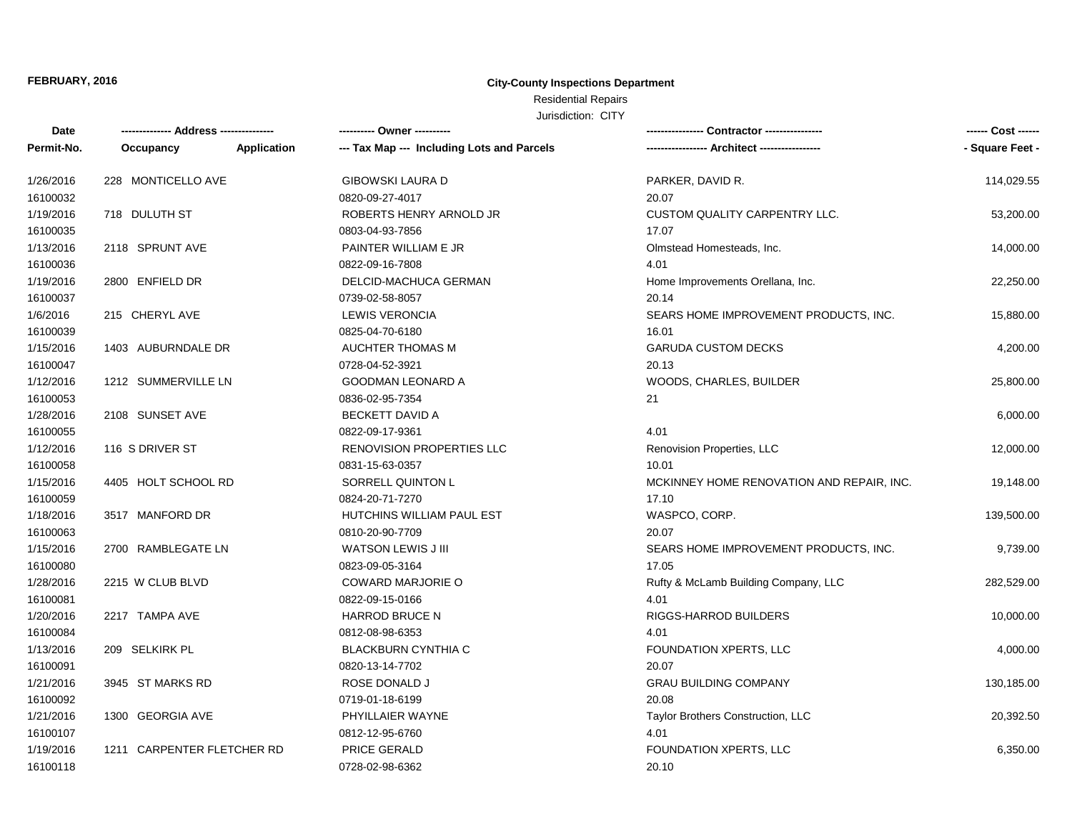**FEBRUARY, 2016**

**City-County Inspections Department**

Residential Repairs

Jurisdiction: CITY

| Date<br>Permit-No. | ------------- Address --------------<br>Occupancy / Application | ---------- Owner ----------<br>--- Tax Map --- Including Lots and Parcels | ---------------- Contractor ----------------<br>----------------- Architect ----------------- | ------ Cost ------<br>- Square Feet - |
|---|---|---|---|---|
| 1/26/2016 | 228 MONTICELLO AVE | GIBOWSKI LAURA D | PARKER, DAVID R. | 114,029.55 |
| 16100032 | | 0820-09-27-4017 | 20.07 | |
| 1/19/2016 | 718 DULUTH ST | ROBERTS HENRY ARNOLD JR | CUSTOM QUALITY CARPENTRY LLC. | 53,200.00 |
| 16100035 | | 0803-04-93-7856 | 17.07 | |
| 1/13/2016 | 2118 SPRUNT AVE | PAINTER WILLIAM E JR | Olmstead Homesteads, Inc. | 14,000.00 |
| 16100036 | | 0822-09-16-7808 | 4.01 | |
| 1/19/2016 | 2800 ENFIELD DR | DELCID-MACHUCA GERMAN | Home Improvements Orellana, Inc. | 22,250.00 |
| 16100037 | | 0739-02-58-8057 | 20.14 | |
| 1/6/2016 | 215 CHERYL AVE | LEWIS VERONCIA | SEARS HOME IMPROVEMENT PRODUCTS, INC. | 15,880.00 |
| 16100039 | | 0825-04-70-6180 | 16.01 | |
| 1/15/2016 | 1403 AUBURNDALE DR | AUCHTER THOMAS M | GARUDA CUSTOM DECKS | 4,200.00 |
| 16100047 | | 0728-04-52-3921 | 20.13 | |
| 1/12/2016 | 1212 SUMMERVILLE LN | GOODMAN LEONARD A | WOODS, CHARLES, BUILDER | 25,800.00 |
| 16100053 | | 0836-02-95-7354 | 21 | |
| 1/28/2016 | 2108 SUNSET AVE | BECKETT DAVID A | | 6,000.00 |
| 16100055 | | 0822-09-17-9361 | 4.01 | |
| 1/12/2016 | 116 S DRIVER ST | RENOVISION PROPERTIES LLC | Renovision Properties, LLC | 12,000.00 |
| 16100058 | | 0831-15-63-0357 | 10.01 | |
| 1/15/2016 | 4405 HOLT SCHOOL RD | SORRELL QUINTON L | MCKINNEY HOME RENOVATION AND REPAIR, INC. | 19,148.00 |
| 16100059 | | 0824-20-71-7270 | 17.10 | |
| 1/18/2016 | 3517 MANFORD DR | HUTCHINS WILLIAM PAUL EST | WASPCO, CORP. | 139,500.00 |
| 16100063 | | 0810-20-90-7709 | 20.07 | |
| 1/15/2016 | 2700 RAMBLEGATE LN | WATSON LEWIS J III | SEARS HOME IMPROVEMENT PRODUCTS, INC. | 9,739.00 |
| 16100080 | | 0823-09-05-3164 | 17.05 | |
| 1/28/2016 | 2215 W CLUB BLVD | COWARD MARJORIE O | Rufty & McLamb Building Company, LLC | 282,529.00 |
| 16100081 | | 0822-09-15-0166 | 4.01 | |
| 1/20/2016 | 2217 TAMPA AVE | HARROD BRUCE N | RIGGS-HARROD BUILDERS | 10,000.00 |
| 16100084 | | 0812-08-98-6353 | 4.01 | |
| 1/13/2016 | 209 SELKIRK PL | BLACKBURN CYNTHIA C | FOUNDATION XPERTS, LLC | 4,000.00 |
| 16100091 | | 0820-13-14-7702 | 20.07 | |
| 1/21/2016 | 3945 ST MARKS RD | ROSE DONALD J | GRAU BUILDING COMPANY | 130,185.00 |
| 16100092 | | 0719-01-18-6199 | 20.08 | |
| 1/21/2016 | 1300 GEORGIA AVE | PHYILLAIER WAYNE | Taylor Brothers Construction, LLC | 20,392.50 |
| 16100107 | | 0812-12-95-6760 | 4.01 | |
| 1/19/2016 | 1211 CARPENTER FLETCHER RD | PRICE GERALD | FOUNDATION XPERTS, LLC | 6,350.00 |
| 16100118 | | 0728-02-98-6362 | 20.10 | |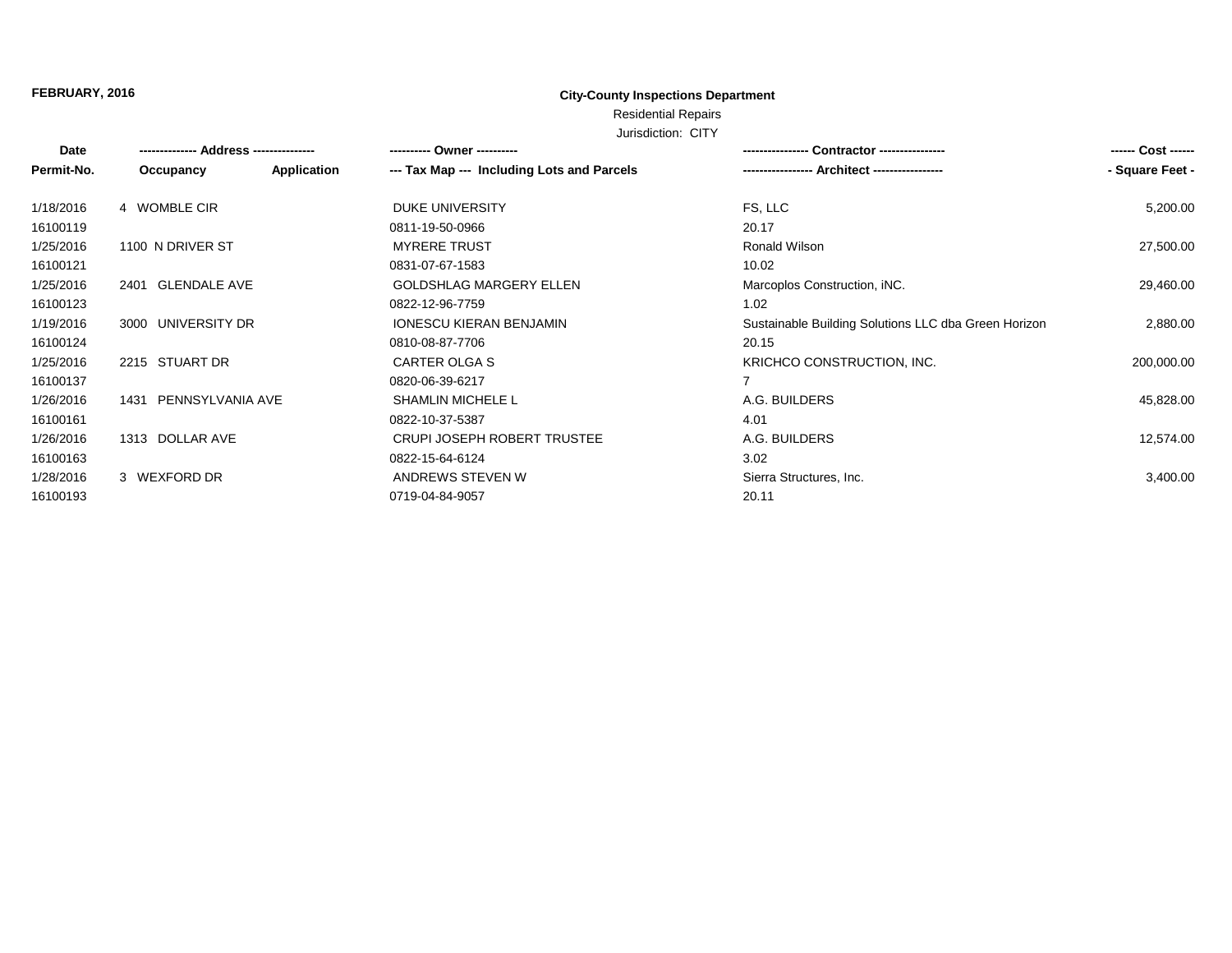FEBRUARY, 2016

**City-County Inspections Department**

Residential Repairs

Jurisdiction: CITY

| Date<br>Permit-No. | Address<br>Occupancy | Application | Owner<br>Tax Map --- Including Lots and Parcels | Contractor<br>Architect | Cost<br>Square Feet |
|---|---|---|---|---|---|
| 1/18/2016<br>16100119 | 4 WOMBLE CIR | | DUKE UNIVERSITY<br>0811-19-50-0966 | FS, LLC<br>20.17 | 5,200.00 |
| 1/25/2016<br>16100121 | 1100 N DRIVER ST | | MYRERE TRUST<br>0831-07-67-1583 | Ronald Wilson<br>10.02 | 27,500.00 |
| 1/25/2016<br>16100123 | 2401 GLENDALE AVE | | GOLDSHLAG MARGERY ELLEN<br>0822-12-96-7759 | Marcoplos Construction, iNC.<br>1.02 | 29,460.00 |
| 1/19/2016<br>16100124 | 3000 UNIVERSITY DR | | IONESCU KIERAN BENJAMIN<br>0810-08-87-7706 | Sustainable Building Solutions LLC dba Green Horizon<br>20.15 | 2,880.00 |
| 1/25/2016<br>16100137 | 2215 STUART DR | | CARTER OLGA S<br>0820-06-39-6217 | KRICHCO CONSTRUCTION, INC.<br>7 | 200,000.00 |
| 1/26/2016<br>16100161 | 1431 PENNSYLVANIA AVE | | SHAMLIN MICHELE L<br>0822-10-37-5387 | A.G. BUILDERS<br>4.01 | 45,828.00 |
| 1/26/2016<br>16100163 | 1313 DOLLAR AVE | | CRUPI JOSEPH ROBERT TRUSTEE<br>0822-15-64-6124 | A.G. BUILDERS<br>3.02 | 12,574.00 |
| 1/28/2016<br>16100193 | 3 WEXFORD DR | | ANDREWS STEVEN W<br>0719-04-84-9057 | Sierra Structures, Inc.<br>20.11 | 3,400.00 |